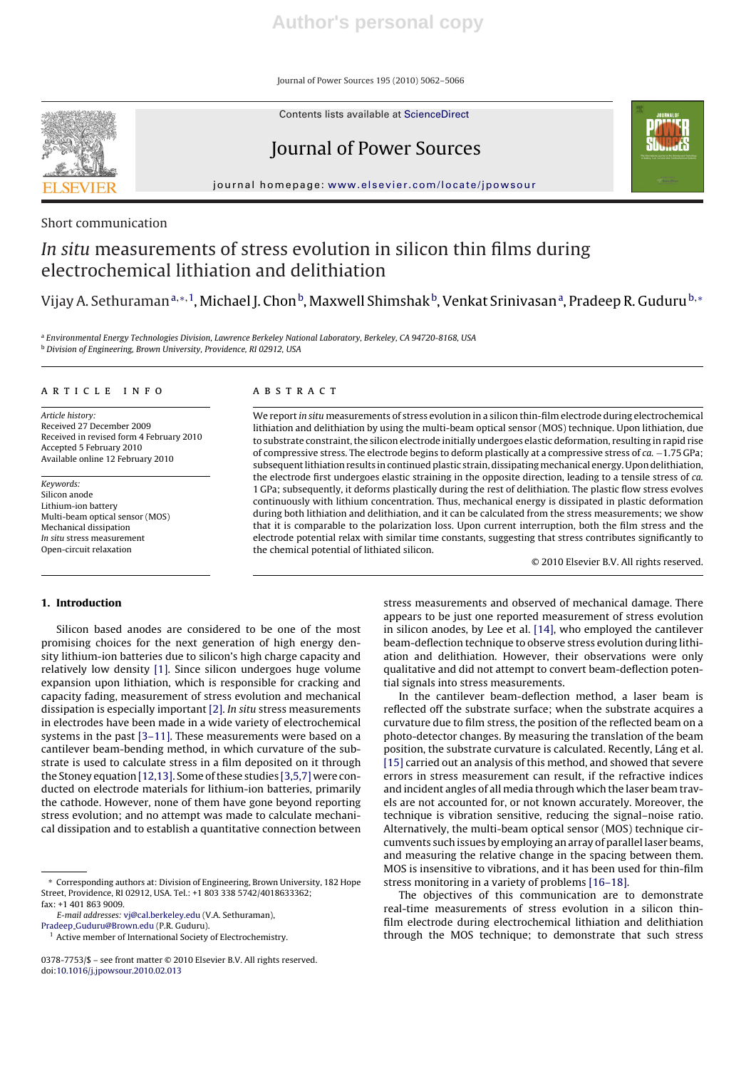Short communication

# *In situ* measurements of stress evolution in silicon thin films during electrochemical lithiation and delithiation

Vijay A. Sethuraman[a,*,1], Michael J. Chon[b], Maxwell Shimshak[b], Venkat Srinivasan[a], Pradeep R. Guduru[b,*]

[a] Environmental Energy Technologies Division, Lawrence Berkeley National Laboratory, Berkeley, CA 94720-8168, USA
[b] Division of Engineering, Brown University, Providence, RI 02912, USA

## ARTICLE INFO

*Article history:*
Received 27 December 2009
Received in revised form 4 February 2010
Accepted 5 February 2010
Available online 12 February 2010

*Keywords:*
Silicon anode
Lithium-ion battery
Multi-beam optical sensor (MOS)
Mechanical dissipation
*In situ* stress measurement
Open-circuit relaxation

## ABSTRACT

We report *in situ* measurements of stress evolution in a silicon thin-film electrode during electrochemical lithiation and delithiation by using the multi-beam optical sensor (MOS) technique. Upon lithiation, due to substrate constraint, the silicon electrode initially undergoes elastic deformation, resulting in rapid rise of compressive stress. The electrode begins to deform plastically at a compressive stress of *ca.* −1.75 GPa; subsequent lithiation results in continued plastic strain, dissipating mechanical energy. Upon delithiation, the electrode first undergoes elastic straining in the opposite direction, leading to a tensile stress of *ca.* 1 GPa; subsequently, it deforms plastically during the rest of delithiation. The plastic flow stress evolves continuously with lithium concentration. Thus, mechanical energy is dissipated in plastic deformation during both lithiation and delithiation, and it can be calculated from the stress measurements; we show that it is comparable to the polarization loss. Upon current interruption, both the film stress and the electrode potential relax with similar time constants, suggesting that stress contributes significantly to the chemical potential of lithiated silicon.

© 2010 Elsevier B.V. All rights reserved.

## 1. Introduction

Silicon based anodes are considered to be one of the most promising choices for the next generation of high energy density lithium-ion batteries due to silicon's high charge capacity and relatively low density [1]. Since silicon undergoes huge volume expansion upon lithiation, which is responsible for cracking and capacity fading, measurement of stress evolution and mechanical dissipation is especially important [2]. *In situ* stress measurements in electrodes have been made in a wide variety of electrochemical systems in the past [3–11]. These measurements were based on a cantilever beam-bending method, in which curvature of the substrate is used to calculate stress in a film deposited on it through the Stoney equation [12,13]. Some of these studies [3,5,7] were conducted on electrode materials for lithium-ion batteries, primarily the cathode. However, none of them have gone beyond reporting stress evolution; and no attempt was made to calculate mechanical dissipation and to establish a quantitative connection between stress measurements and observed of mechanical damage. There appears to be just one reported measurement of stress evolution in silicon anodes, by Lee et al. [14], who employed the cantilever beam-deflection technique to observe stress evolution during lithiation and delithiation. However, their observations were only qualitative and did not attempt to convert beam-deflection potential signals into stress measurements.

In the cantilever beam-deflection method, a laser beam is reflected off the substrate surface; when the substrate acquires a curvature due to film stress, the position of the reflected beam on a photo-detector changes. By measuring the translation of the beam position, the substrate curvature is calculated. Recently, Láng et al. [15] carried out an analysis of this method, and showed that severe errors in stress measurement can result, if the refractive indices and incident angles of all media through which the laser beam travels are not accounted for, or not known accurately. Moreover, the technique is vibration sensitive, reducing the signal–noise ratio. Alternatively, the multi-beam optical sensor (MOS) technique circumvents such issues by employing an array of parallel laser beams, and measuring the relative change in the spacing between them. MOS is insensitive to vibrations, and it has been used for thin-film stress monitoring in a variety of problems [16–18].

The objectives of this communication are to demonstrate real-time measurements of stress evolution in a silicon thin-film electrode during electrochemical lithiation and delithiation through the MOS technique; to demonstrate that such stress

---

\* Corresponding authors at: Division of Engineering, Brown University, 182 Hope Street, Providence, RI 02912, USA. Tel.: +1 803 338 5742/4018633362; fax: +1 401 863 9009.
*E-mail addresses:* vj@cal.berkeley.edu (V.A. Sethuraman), Pradeep_Guduru@Brown.edu (P.R. Guduru).
[1] Active member of International Society of Electrochemistry.

0378-7753/$ – see front matter © 2010 Elsevier B.V. All rights reserved.
doi:10.1016/j.jpowsour.2010.02.013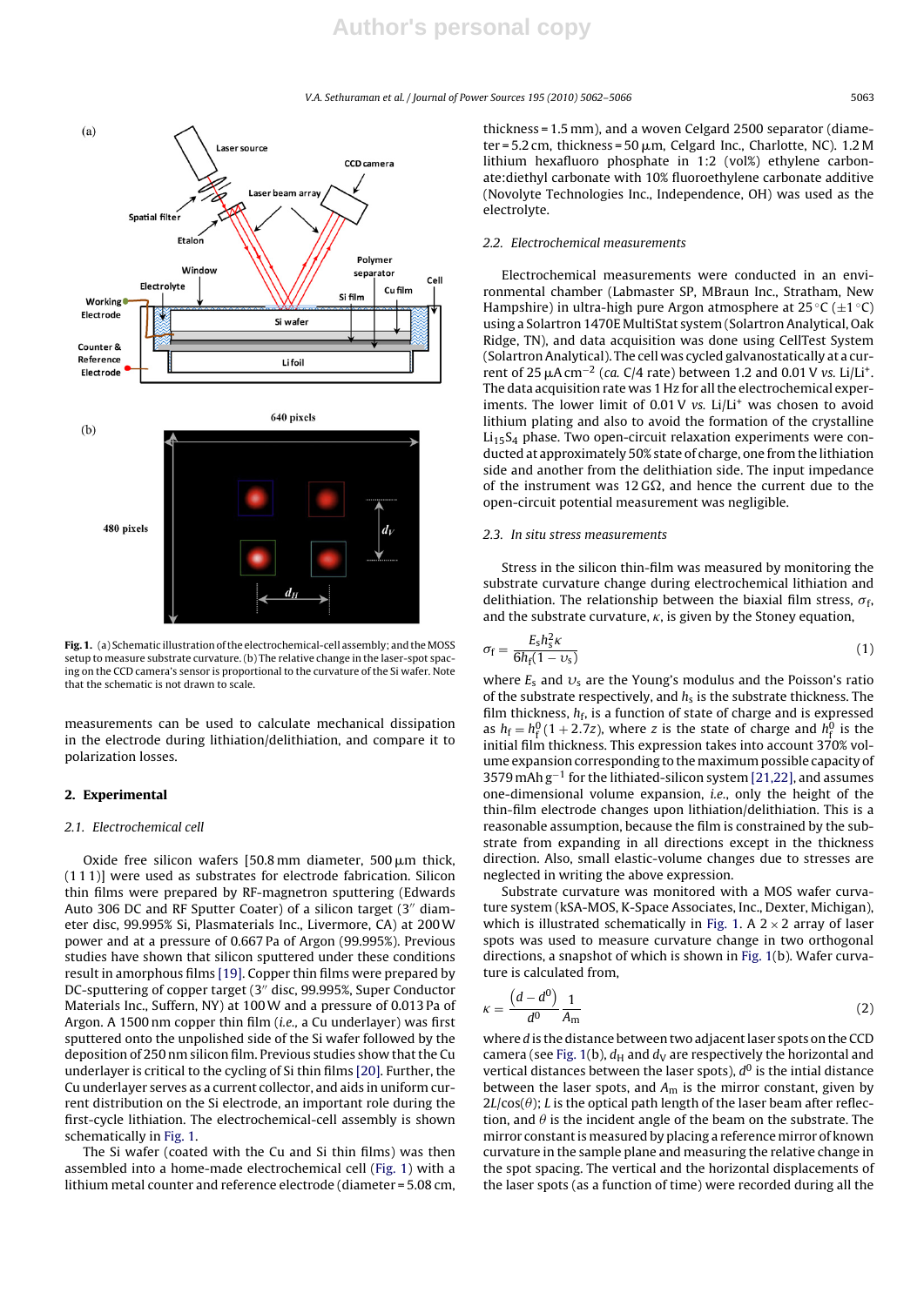**Fig. 1.** (a) Schematic illustration of the electrochemical-cell assembly; and the MOSS setup to measure substrate curvature. (b) The relative change in the laser-spot spacing on the CCD camera's sensor is proportional to the curvature of the Si wafer. Note that the schematic is not drawn to scale.

measurements can be used to calculate mechanical dissipation in the electrode during lithiation/delithiation, and compare it to polarization losses.

## 2. Experimental

### 2.1. Electrochemical cell

Oxide free silicon wafers [50.8 mm diameter, 500 μm thick, (1 1 1)] were used as substrates for electrode fabrication. Silicon thin films were prepared by RF-magnetron sputtering (Edwards Auto 306 DC and RF Sputter Coater) of a silicon target (3″ diameter disc, 99.995% Si, Plasmaterials Inc., Livermore, CA) at 200 W power and at a pressure of 0.667 Pa of Argon (99.995%). Previous studies have shown that silicon sputtered under these conditions result in amorphous films [19]. Copper thin films were prepared by DC-sputtering of copper target (3″ disc, 99.995%, Super Conductor Materials Inc., Suffern, NY) at 100 W and a pressure of 0.013 Pa of Argon. A 1500 nm copper thin film (*i.e.,* a Cu underlayer) was first sputtered onto the unpolished side of the Si wafer followed by the deposition of 250 nm silicon film. Previous studies show that the Cu underlayer is critical to the cycling of Si thin films [20]. Further, the Cu underlayer serves as a current collector, and aids in uniform current distribution on the Si electrode, an important role during the first-cycle lithiation. The electrochemical-cell assembly is shown schematically in Fig. 1.

The Si wafer (coated with the Cu and Si thin films) was then assembled into a home-made electrochemical cell (Fig. 1) with a lithium metal counter and reference electrode (diameter = 5.08 cm, thickness = 1.5 mm), and a woven Celgard 2500 separator (diameter = 5.2 cm, thickness = 50 μm, Celgard Inc., Charlotte, NC). 1.2 M lithium hexafluoro phosphate in 1:2 (vol%) ethylene carbonate:diethyl carbonate with 10% fluoroethylene carbonate additive (Novolyte Technologies Inc., Independence, OH) was used as the electrolyte.

### 2.2. Electrochemical measurements

Electrochemical measurements were conducted in an environmental chamber (Labmaster SP, MBraun Inc., Stratham, New Hampshire) in ultra-high pure Argon atmosphere at 25 °C (±1 °C) using a Solartron 1470E MultiStat system (Solartron Analytical, Oak Ridge, TN), and data acquisition was done using CellTest System (Solartron Analytical). The cell was cycled galvanostatically at a current of 25 μA cm$^{-2}$ (*ca.* C/4 rate) between 1.2 and 0.01 V *vs.* Li/Li$^+$. The data acquisition rate was 1 Hz for all the electrochemical experiments. The lower limit of 0.01 V *vs.* Li/Li$^+$ was chosen to avoid lithium plating and also to avoid the formation of the crystalline $Li_{15}Si_4$ phase. Two open-circuit relaxation experiments were conducted at approximately 50% state of charge, one from the lithiation side and another from the delithiation side. The input impedance of the instrument was 12 GΩ, and hence the current due to the open-circuit potential measurement was negligible.

### 2.3. In situ stress measurements

Stress in the silicon thin-film was measured by monitoring the substrate curvature change during electrochemical lithiation and delithiation. The relationship between the biaxial film stress, $\sigma_f$, and the substrate curvature, $\kappa$, is given by the Stoney equation,

$$\sigma_f = \frac{E_s h_s^2 \kappa}{6 h_f (1 - \upsilon_s)} \tag{1}$$

where $E_s$ and $\upsilon_s$ are the Young's modulus and the Poisson's ratio of the substrate respectively, and $h_s$ is the substrate thickness. The film thickness, $h_f$, is a function of state of charge and is expressed as $h_f = h_f^0(1 + 2.7z)$, where $z$ is the state of charge and $h_f^0$ is the initial film thickness. This expression takes into account 370% volume expansion corresponding to the maximum possible capacity of 3579 mAh g$^{-1}$ for the lithiated-silicon system [21,22], and assumes one-dimensional volume expansion, *i.e.*, only the height of the thin-film electrode changes upon lithiation/delithiation. This is a reasonable assumption, because the film is constrained by the substrate from expanding in all directions except in the thickness direction. Also, small elastic-volume changes due to stresses are neglected in writing the above expression.

Substrate curvature was monitored with a MOS wafer curvature system (kSA-MOS, K-Space Associates, Inc., Dexter, Michigan), which is illustrated schematically in Fig. 1. A 2 × 2 array of laser spots was used to measure curvature change in two orthogonal directions, a snapshot of which is shown in Fig. 1(b). Wafer curvature is calculated from,

$$\kappa = \frac{(d - d^0)}{d^0} \frac{1}{A_m} \tag{2}$$

where $d$ is the distance between two adjacent laser spots on the CCD camera (see Fig. 1(b), $d_H$ and $d_V$ are respectively the horizontal and vertical distances between the laser spots), $d^0$ is the intial distance between the laser spots, and $A_m$ is the mirror constant, given by $2L/\cos(\theta)$; $L$ is the optical path length of the laser beam after reflection, and $\theta$ is the incident angle of the beam on the substrate. The mirror constant is measured by placing a reference mirror of known curvature in the sample plane and measuring the relative change in the spot spacing. The vertical and the horizontal displacements of the laser spots (as a function of time) were recorded during all the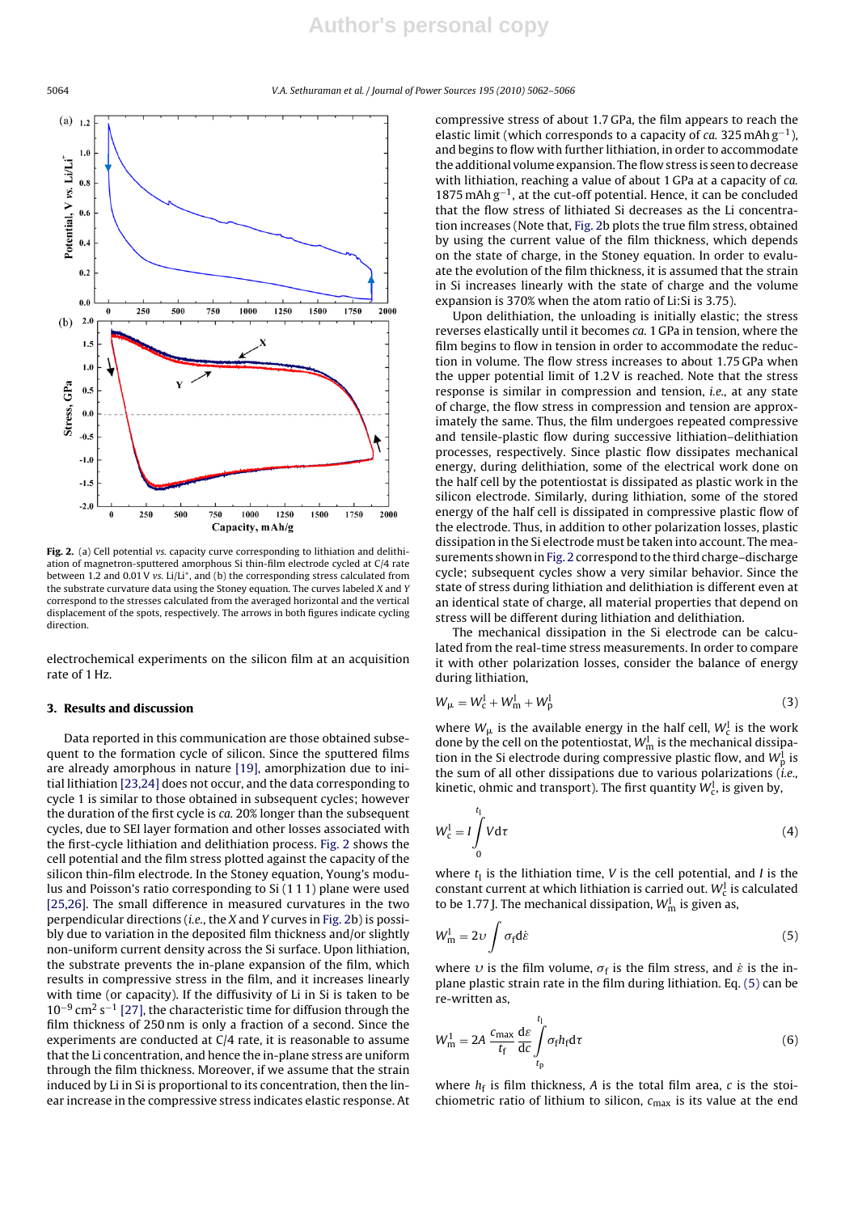Fig. 2. (a) Cell potential vs. capacity curve corresponding to lithiation and delithiation of magnetron-sputtered amorphous Si thin-film electrode cycled at C/4 rate between 1.2 and 0.01 V vs. Li/Li$^+$, and (b) the corresponding stress calculated from the substrate curvature data using the Stoney equation. The curves labeled X and Y correspond to the stresses calculated from the averaged horizontal and the vertical displacement of the spots, respectively. The arrows in both figures indicate cycling direction.

electrochemical experiments on the silicon film at an acquisition rate of 1 Hz.

## 3. Results and discussion

Data reported in this communication are those obtained subsequent to the formation cycle of silicon. Since the sputtered films are already amorphous in nature [19], amorphization due to initial lithiation [23,24] does not occur, and the data corresponding to cycle 1 is similar to those obtained in subsequent cycles; however the duration of the first cycle is *ca.* 20% longer than the subsequent cycles, due to SEI layer formation and other losses associated with the first-cycle lithiation and delithiation process. Fig. 2 shows the cell potential and the film stress plotted against the capacity of the silicon thin-film electrode. In the Stoney equation, Young's modulus and Poisson's ratio corresponding to Si (1 1 1) plane were used [25,26]. The small difference in measured curvatures in the two perpendicular directions (*i.e.*, the X and Y curves in Fig. 2b) is possibly due to variation in the deposited film thickness and/or slightly non-uniform current density across the Si surface. Upon lithiation, the substrate prevents the in-plane expansion of the film, which results in compressive stress in the film, and it increases linearly with time (or capacity). If the diffusivity of Li in Si is taken to be $10^{-9}$ cm$^2$ s$^{-1}$ [27], the characteristic time for diffusion through the film thickness of 250 nm is only a fraction of a second. Since the experiments are conducted at C/4 rate, it is reasonable to assume that the Li concentration, and hence the in-plane stress are uniform through the film thickness. Moreover, if we assume that the strain induced by Li in Si is proportional to its concentration, then the linear increase in the compressive stress indicates elastic response. At compressive stress of about 1.7 GPa, the film appears to reach the elastic limit (which corresponds to a capacity of *ca.* 325 mAh g$^{-1}$), and begins to flow with further lithiation, in order to accommodate the additional volume expansion. The flow stress is seen to decrease with lithiation, reaching a value of about 1 GPa at a capacity of *ca.* 1875 mAh g$^{-1}$, at the cut-off potential. Hence, it can be concluded that the flow stress of lithiated Si decreases as the Li concentration increases (Note that, Fig. 2b plots the true film stress, obtained by using the current value of the film thickness, which depends on the state of charge, in the Stoney equation. In order to evaluate the evolution of the film thickness, it is assumed that the strain in Si increases linearly with the state of charge and the volume expansion is 370% when the atom ratio of Li:Si is 3.75).

Upon delithiation, the unloading is initially elastic; the stress reverses elastically until it becomes *ca.* 1 GPa in tension, where the film begins to flow in tension in order to accommodate the reduction in volume. The flow stress increases to about 1.75 GPa when the upper potential limit of 1.2 V is reached. Note that the stress response is similar in compression and tension, *i.e.*, at any state of charge, the flow stress in compression and tension are approximately the same. Thus, the film undergoes repeated compressive and tensile-plastic flow during successive lithiation–delithiation processes, respectively. Since plastic flow dissipates mechanical energy, during delithiation, some of the electrical work done on the half cell by the potentiostat is dissipated as plastic work in the silicon electrode. Similarly, during lithiation, some of the stored energy of the half cell is dissipated in compressive plastic flow of the electrode. Thus, in addition to other polarization losses, plastic dissipation in the Si electrode must be taken into account. The measurements shown in Fig. 2 correspond to the third charge–discharge cycle; subsequent cycles show a very similar behavior. Since the state of stress during lithiation and delithiation is different even at an identical state of charge, all material properties that depend on stress will be different during lithiation and delithiation.

The mechanical dissipation in the Si electrode can be calculated from the real-time stress measurements. In order to compare it with other polarization losses, consider the balance of energy during lithiation,

$$W_{\mu} = W_{c}^{l} + W_{m}^{l} + W_{p}^{l} \tag{3}$$

where $W_{\mu}$ is the available energy in the half cell, $W_{c}^{l}$ is the work done by the cell on the potentiostat, $W_{m}^{l}$ is the mechanical dissipation in the Si electrode during compressive plastic flow, and $W_{p}^{l}$ is the sum of all other dissipations due to various polarizations (*i.e.*, kinetic, ohmic and transport). The first quantity $W_{c}^{l}$, is given by,

$$W_{c}^{l} = I \int_{0}^{t_l} V \, d\tau \tag{4}$$

where $t_l$ is the lithiation time, $V$ is the cell potential, and $I$ is the constant current at which lithiation is carried out. $W_{c}^{l}$ is calculated to be 1.77 J. The mechanical dissipation, $W_{m}^{l}$ is given as,

$$W_{m}^{l} = 2\upsilon \int \sigma_f \, d\dot{\varepsilon} \tag{5}$$

where $\upsilon$ is the film volume, $\sigma_f$ is the film stress, and $\dot{\varepsilon}$ is the in-plane plastic strain rate in the film during lithiation. Eq. (5) can be re-written as,

$$W_{m}^{l} = 2A \frac{c_{max}}{t_f} \frac{d\varepsilon}{dc} \int_{t_p}^{t_l} \sigma_f h_f \, d\tau \tag{6}$$

where $h_f$ is film thickness, $A$ is the total film area, $c$ is the stoichiometric ratio of lithium to silicon, $c_{max}$ is its value at the end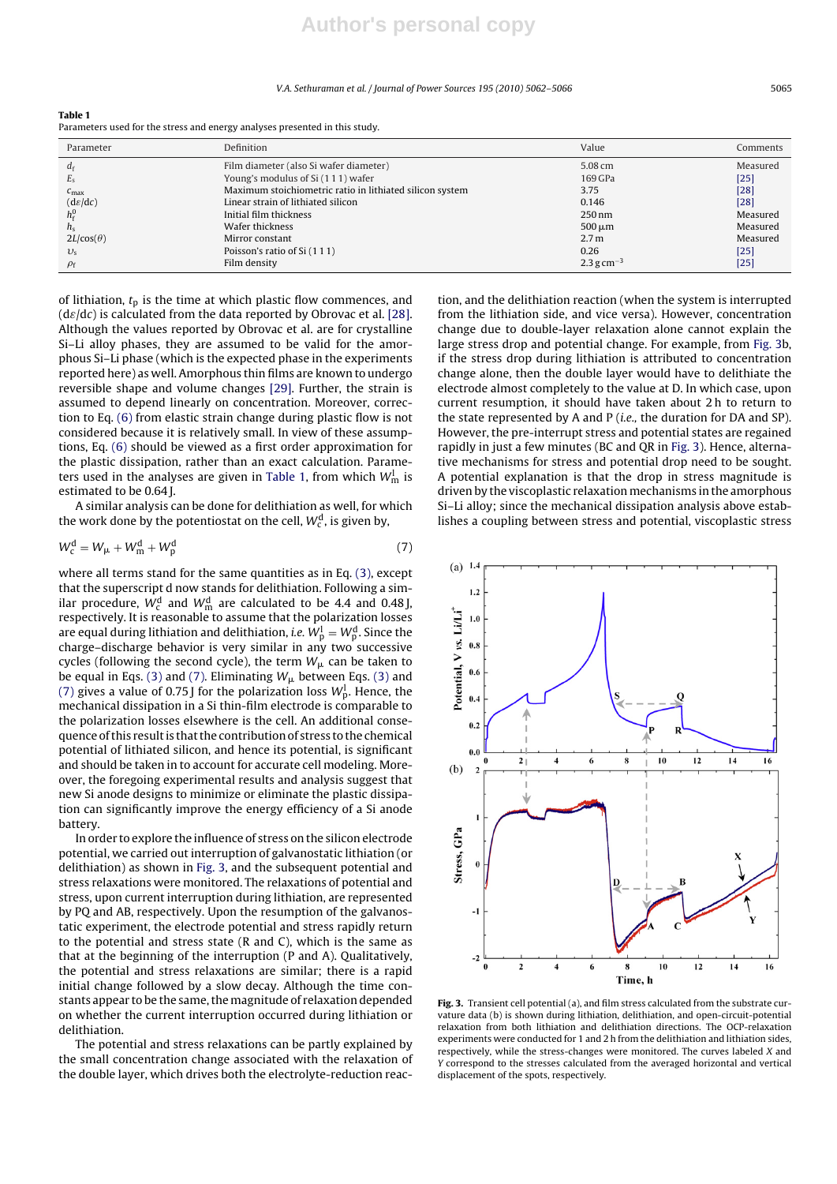**Table 1**
Parameters used for the stress and energy analyses presented in this study.

| Parameter | Definition | Value | Comments |
|---|---|---|---|
| $d_f$ | Film diameter (also Si wafer diameter) | 5.08 cm | Measured |
| $E_s$ | Young's modulus of Si (1 1 1) wafer | 169 GPa | [25] |
| $c_{max}$ | Maximum stoichiometric ratio in lithiated silicon system | 3.75 | [28] |
| $(d\varepsilon/dc)$ | Linear strain of lithiated silicon | 0.146 | [28] |
| $h_f^0$ | Initial film thickness | 250 nm | Measured |
| $h_s$ | Wafer thickness | 500 μm | Measured |
| $2L/\cos(\theta)$ | Mirror constant | 2.7 m | Measured |
| $\upsilon_s$ | Poisson's ratio of Si (1 1 1) | 0.26 | [25] |
| $\rho_f$ | Film density | 2.3 g cm$^{-3}$ | [25] |

of lithiation, $t_p$ is the time at which plastic flow commences, and $(d\varepsilon/dc)$ is calculated from the data reported by Obrovac et al. [28]. Although the values reported by Obrovac et al. are for crystalline Si–Li alloy phases, they are assumed to be valid for the amorphous Si–Li phase (which is the expected phase in the experiments reported here) as well. Amorphous thin films are known to undergo reversible shape and volume changes [29]. Further, the strain is assumed to depend linearly on concentration. Moreover, correction to Eq. (6) from elastic strain change during plastic flow is not considered because it is relatively small. In view of these assumptions, Eq. (6) should be viewed as a first order approximation for the plastic dissipation, rather than an exact calculation. Parameters used in the analyses are given in Table 1, from which $W_m^l$ is estimated to be 0.64 J.

A similar analysis can be done for delithiation as well, for which the work done by the potentiostat on the cell, $W_c^d$, is given by,

$$W_c^d = W_\mu + W_m^d + W_p^d \tag{7}$$

where all terms stand for the same quantities as in Eq. (3), except that the superscript d now stands for delithiation. Following a similar procedure, $W_c^d$ and $W_m^d$ are calculated to be 4.4 and 0.48 J, respectively. It is reasonable to assume that the polarization losses are equal during lithiation and delithiation, *i.e.* $W_p^l = W_p^d$. Since the charge–discharge behavior is very similar in any two successive cycles (following the second cycle), the term $W_\mu$ can be taken to be equal in Eqs. (3) and (7). Eliminating $W_\mu$ between Eqs. (3) and (7) gives a value of 0.75 J for the polarization loss $W_p^l$. Hence, the mechanical dissipation in a Si thin-film electrode is comparable to the polarization losses elsewhere is the cell. An additional consequence of this result is that the contribution of stress to the chemical potential of lithiated silicon, and hence its potential, is significant and should be taken in to account for accurate cell modeling. Moreover, the foregoing experimental results and analysis suggest that new Si anode designs to minimize or eliminate the plastic dissipation can significantly improve the energy efficiency of a Si anode battery.

In order to explore the influence of stress on the silicon electrode potential, we carried out interruption of galvanostatic lithiation (or delithiation) as shown in Fig. 3, and the subsequent potential and stress relaxations were monitored. The relaxations of potential and stress, upon current interruption during lithiation, are represented by PQ and AB, respectively. Upon the resumption of the galvanostatic experiment, the electrode potential and stress rapidly return to the potential and stress state (R and C), which is the same as that at the beginning of the interruption (P and A). Qualitatively, the potential and stress relaxations are similar; there is a rapid initial change followed by a slow decay. Although the time constants appear to be the same, the magnitude of relaxation depended on whether the current interruption occurred during lithiation or delithiation.

The potential and stress relaxations can be partly explained by the small concentration change associated with the relaxation of the double layer, which drives both the electrolyte-reduction reaction, and the delithiation reaction (when the system is interrupted from the lithiation side, and vice versa). However, concentration change due to double-layer relaxation alone cannot explain the large stress drop and potential change. For example, from Fig. 3b, if the stress drop during lithiation is attributed to concentration change alone, then the double layer would have to delithiate the electrode almost completely to the value at D. In which case, upon current resumption, it should have taken about 2 h to return to the state represented by A and P (*i.e.,* the duration for DA and SP). However, the pre-interrupt stress and potential states are regained rapidly in just a few minutes (BC and QR in Fig. 3). Hence, alternative mechanisms for stress and potential drop need to be sought. A potential explanation is that the drop in stress magnitude is driven by the viscoplastic relaxation mechanisms in the amorphous Si–Li alloy; since the mechanical dissipation analysis above establishes a coupling between stress and potential, viscoplastic stress

**Fig. 3.** Transient cell potential (a), and film stress calculated from the substrate curvature data (b) is shown during lithiation, delithiation, and open-circuit-potential relaxation from both lithiation and delithiation directions. The OCP-relaxation experiments were conducted for 1 and 2 h from the delithiation and lithiation sides, respectively, while the stress-changes were monitored. The curves labeled *X* and *Y* correspond to the stresses calculated from the averaged horizontal and vertical displacement of the spots, respectively.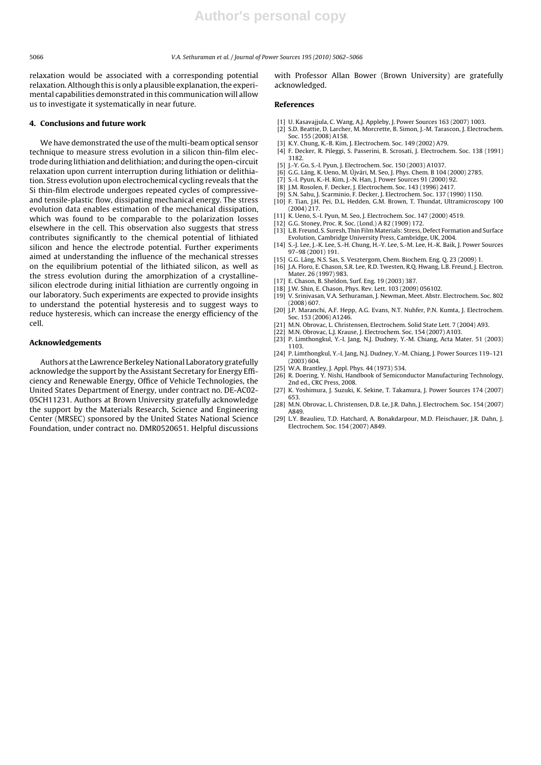relaxation would be associated with a corresponding potential relaxation. Although this is only a plausible explanation, the experimental capabilities demonstrated in this communication will allow us to investigate it systematically in near future.

## 4. Conclusions and future work

We have demonstrated the use of the multi-beam optical sensor technique to measure stress evolution in a silicon thin-film electrode during lithiation and delithiation; and during the open-circuit relaxation upon current interruption during lithiation or delithiation. Stress evolution upon electrochemical cycling reveals that the Si thin-film electrode undergoes repeated cycles of compressive- and tensile-plastic flow, dissipating mechanical energy. The stress evolution data enables estimation of the mechanical dissipation, which was found to be comparable to the polarization losses elsewhere in the cell. This observation also suggests that stress contributes significantly to the chemical potential of lithiated silicon and hence the electrode potential. Further experiments aimed at understanding the influence of the mechanical stresses on the equilibrium potential of the lithiated silicon, as well as the stress evolution during the amorphization of a crystalline-silicon electrode during initial lithiation are currently ongoing in our laboratory. Such experiments are expected to provide insights to understand the potential hysteresis and to suggest ways to reduce hysteresis, which can increase the energy efficiency of the cell.

## Acknowledgements

Authors at the Lawrence Berkeley National Laboratory gratefully acknowledge the support by the Assistant Secretary for Energy Efficiency and Renewable Energy, Office of Vehicle Technologies, the United States Department of Energy, under contract no. DE-AC02-05CH11231. Authors at Brown University gratefully acknowledge the support by the Materials Research, Science and Engineering Center (MRSEC) sponsored by the United States National Science Foundation, under contract no. DMR0520651. Helpful discussions with Professor Allan Bower (Brown University) are gratefully acknowledged.

## References

[1] U. Kasavajjula, C. Wang, A.J. Appleby, J. Power Sources 163 (2007) 1003.
[2] S.D. Beattie, D. Larcher, M. Morcrette, B. Simon, J.-M. Tarascon, J. Electrochem. Soc. 155 (2008) A158.
[3] K.Y. Chung, K.-B. Kim, J. Electrochem. Soc. 149 (2002) A79.
[4] F. Decker, R. Pileggi, S. Passerini, B. Scrosati, J. Electrochem. Soc. 138 (1991) 3182.
[5] J.-Y. Go, S.-I. Pyun, J. Electrochem. Soc. 150 (2003) A1037.
[6] G.G. Láng, K. Ueno, M. Újvári, M. Seo, J. Phys. Chem. B 104 (2000) 2785.
[7] S.-I. Pyun, K.-H. Kim, J.-N. Han, J. Power Sources 91 (2000) 92.
[8] J.M. Rosolen, F. Decker, J. Electrochem. Soc. 143 (1996) 2417.
[9] S.N. Sahu, J. Scarminio, F. Decker, J. Electrochem. Soc. 137 (1990) 1150.
[10] F. Tian, J.H. Pei, D.L. Hedden, G.M. Brown, T. Thundat, Ultramicroscopy 100 (2004) 217.
[11] K. Ueno, S.-I. Pyun, M. Seo, J. Electrochem. Soc. 147 (2000) 4519.
[12] G.G. Stoney, Proc. R. Soc. (Lond.) A 82 (1909) 172.
[13] L.B. Freund, S. Suresh, Thin Film Materials: Stress, Defect Formation and Surface Evolution, Cambridge University Press, Cambridge, UK, 2004.
[14] S.-J. Lee, J.-K. Lee, S.-H. Chung, H.-Y. Lee, S.-M. Lee, H.-K. Baik, J. Power Sources 97–98 (2001) 191.
[15] G.G. Láng, N.S. Sas, S. Vesztergom, Chem. Biochem. Eng. Q. 23 (2009) 1.
[16] J.A. Floro, E. Chason, S.R. Lee, R.D. Twesten, R.Q. Hwang, L.B. Freund, J. Electron. Mater. 26 (1997) 983.
[17] E. Chason, B. Sheldon, Surf. Eng. 19 (2003) 387.
[18] J.W. Shin, E. Chason, Phys. Rev. Lett. 103 (2009) 056102.
[19] V. Srinivasan, V.A. Sethuraman, J. Newman, Meet. Abstr. Electrochem. Soc. 802 (2008) 607.
[20] J.P. Maranchi, A.F. Hepp, A.G. Evans, N.T. Nuhfer, P.N. Kumta, J. Electrochem. Soc. 153 (2006) A1246.
[21] M.N. Obrovac, L. Christensen, Electrochem. Solid State Lett. 7 (2004) A93.
[22] M.N. Obrovac, L.J. Krause, J. Electrochem. Soc. 154 (2007) A103.
[23] P. Limthongkul, Y.-I. Jang, N.J. Dudney, Y.-M. Chiang, Acta Mater. 51 (2003) 1103.
[24] P. Limthongkul, Y.-I. Jang, N.J. Dudney, Y.-M. Chiang, J. Power Sources 119–121 (2003) 604.
[25] W.A. Brantley, J. Appl. Phys. 44 (1973) 534.
[26] R. Doering, Y. Nishi, Handbook of Semiconductor Manufacturing Technology, 2nd ed., CRC Press, 2008.
[27] K. Yoshimura, J. Suzuki, K. Sekine, T. Takamura, J. Power Sources 174 (2007) 653.
[28] M.N. Obrovac, L. Christensen, D.B. Le, J.R. Dahn, J. Electrochem. Soc. 154 (2007) A849.
[29] L.Y. Beaulieu, T.D. Hatchard, A. Bonakdarpour, M.D. Fleischauer, J.R. Dahn, J. Electrochem. Soc. 154 (2007) A849.